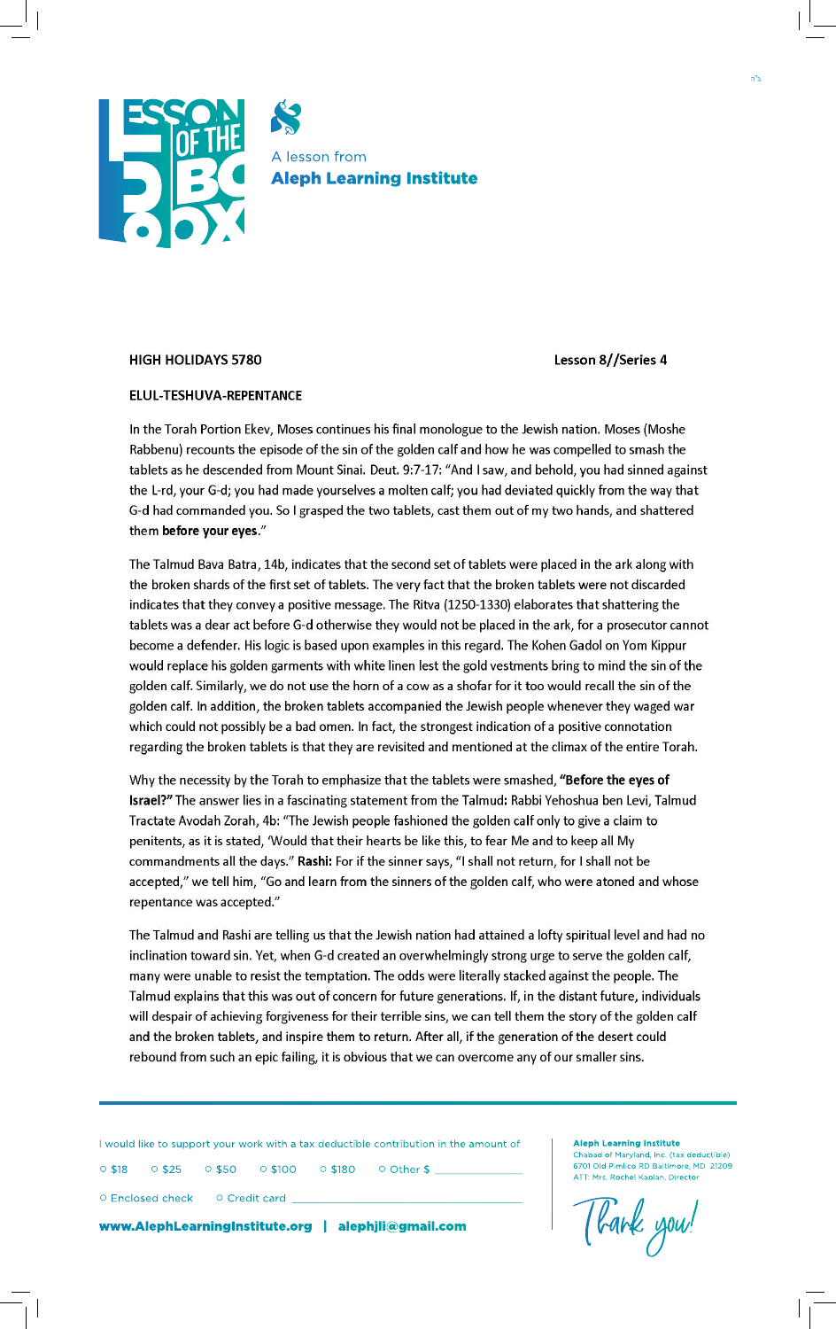LESSON OF THE BOX

A lesson from
**Aleph Learning Institute**

**HIGH HOLIDAYS 5780** **Lesson 8//Series 4**

**ELUL-TESHUVA-REPENTANCE**

In the Torah Portion Ekev, Moses continues his final monologue to the Jewish nation. Moses (Moshe Rabbenu) recounts the episode of the sin of the golden calf and how he was compelled to smash the tablets as he descended from Mount Sinai. Deut. 9:7-17: "And I saw, and behold, you had sinned against the L-rd, your G-d; you had made yourselves a molten calf; you had deviated quickly from the way that G-d had commanded you. So I grasped the two tablets, cast them out of my two hands, and shattered them **before your eyes**."

The Talmud Bava Batra, 14b, indicates that the second set of tablets were placed in the ark along with the broken shards of the first set of tablets. The very fact that the broken tablets were not discarded indicates that they convey a positive message. The Ritva (1250-1330) elaborates that shattering the tablets was a dear act before G-d otherwise they would not be placed in the ark, for a prosecutor cannot become a defender. His logic is based upon examples in this regard. The Kohen Gadol on Yom Kippur would replace his golden garments with white linen lest the gold vestments bring to mind the sin of the golden calf. Similarly, we do not use the horn of a cow as a shofar for it too would recall the sin of the golden calf. In addition, the broken tablets accompanied the Jewish people whenever they waged war which could not possibly be a bad omen. In fact, the strongest indication of a positive connotation regarding the broken tablets is that they are revisited and mentioned at the climax of the entire Torah.

Why the necessity by the Torah to emphasize that the tablets were smashed, **"Before the eyes of Israel?"** The answer lies in a fascinating statement from the Talmud**:** Rabbi Yehoshua ben Levi, Talmud Tractate Avodah Zorah, 4b: "The Jewish people fashioned the golden calf only to give a claim to penitents, as it is stated, 'Would that their hearts be like this, to fear Me and to keep all My commandments all the days." **Rashi:** For if the sinner says, "I shall not return, for I shall not be accepted," we tell him, "Go and learn from the sinners of the golden calf, who were atoned and whose repentance was accepted."

The Talmud and Rashi are telling us that the Jewish nation had attained a lofty spiritual level and had no inclination toward sin. Yet, when G-d created an overwhelmingly strong urge to serve the golden calf, many were unable to resist the temptation. The odds were literally stacked against the people. The Talmud explains that this was out of concern for future generations. If, in the distant future, individuals will despair of achieving forgiveness for their terrible sins, we can tell them the story of the golden calf and the broken tablets, and inspire them to return. After all, if the generation of the desert could rebound from such an epic failing, it is obvious that we can overcome any of our smaller sins.

---

I would like to support your work with a tax deductible contribution in the amount of

○ $18 ○ $25 ○ $50 ○ $100 ○ $180 ○ Other $ ____________

○ Enclosed check ○ Credit card ____________________________

**www.AlephLearningInstitute.org | alephjli@gmail.com**

**Aleph Learning Institute**
Chabad of Maryland, Inc. (tax deductible)
6701 Old Pimlico RD Baltimore, MD 21209
ATT: Mrs. Rochel Kaplan, Director

Thank you!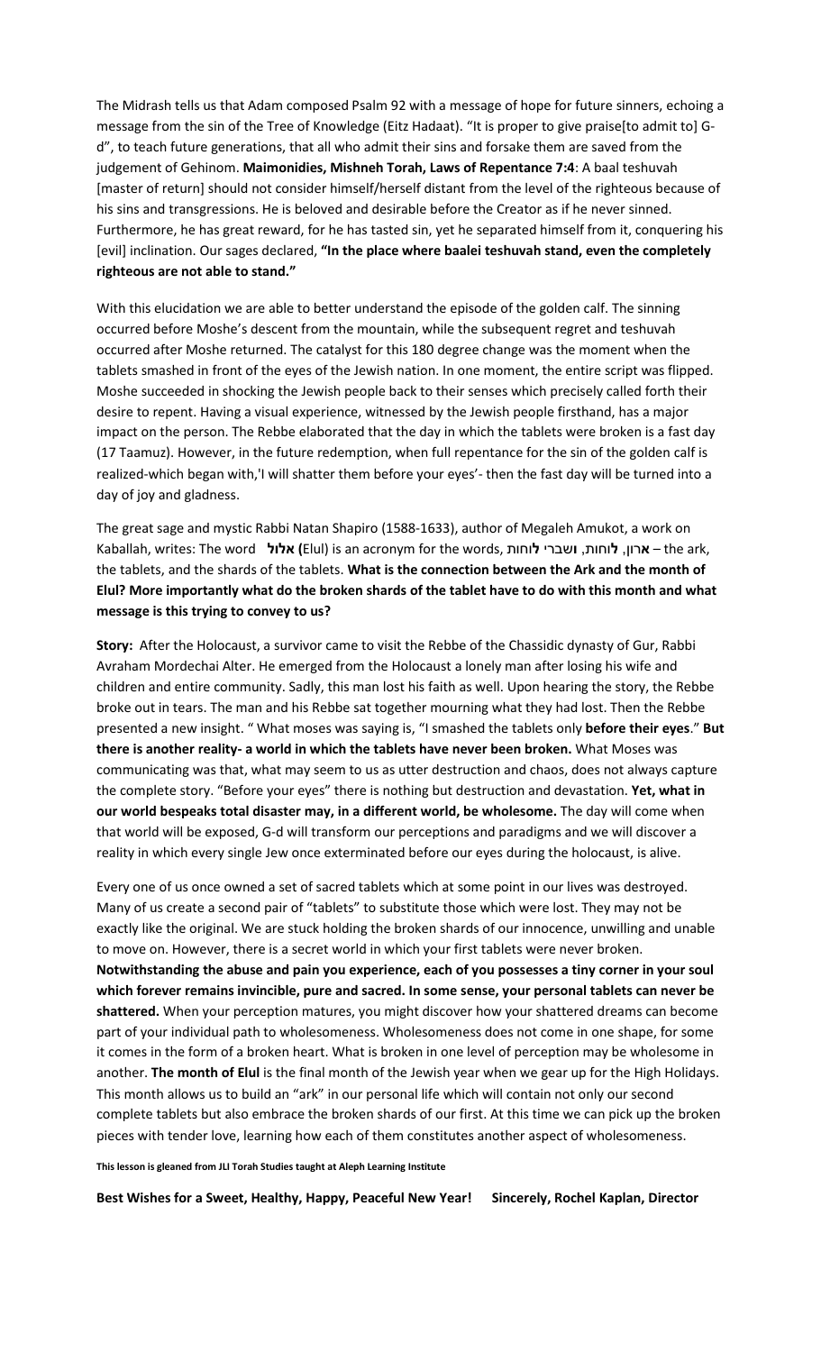The Midrash tells us that Adam composed Psalm 92 with a message of hope for future sinners, echoing a message from the sin of the Tree of Knowledge (Eitz Hadaat). "It is proper to give praise[to admit to] G-d", to teach future generations, that all who admit their sins and forsake them are saved from the judgement of Gehinom. **Maimonidies, Mishneh Torah, Laws of Repentance 7:4**: A baal teshuvah [master of return] should not consider himself/herself distant from the level of the righteous because of his sins and transgressions. He is beloved and desirable before the Creator as if he never sinned. Furthermore, he has great reward, for he has tasted sin, yet he separated himself from it, conquering his [evil] inclination. Our sages declared, **"In the place where baalei teshuvah stand, even the completely righteous are not able to stand."**

With this elucidation we are able to better understand the episode of the golden calf. The sinning occurred before Moshe's descent from the mountain, while the subsequent regret and teshuvah occurred after Moshe returned. The catalyst for this 180 degree change was the moment when the tablets smashed in front of the eyes of the Jewish nation. In one moment, the entire script was flipped. Moshe succeeded in shocking the Jewish people back to their senses which precisely called forth their desire to repent. Having a visual experience, witnessed by the Jewish people firsthand, has a major impact on the person. The Rebbe elaborated that the day in which the tablets were broken is a fast day (17 Taamuz). However, in the future redemption, when full repentance for the sin of the golden calf is realized-which began with,'I will shatter them before your eyes'- then the fast day will be turned into a day of joy and gladness.

The great sage and mystic Rabbi Natan Shapiro (1588-1633), author of Megaleh Amukot, a work on Kaballah, writes: The word **אלול (**Elul) is an acronym for the words, **א**רון, **ל**וחות, **ו**שברי **ל**וחות – the ark, the tablets, and the shards of the tablets. **What is the connection between the Ark and the month of Elul? More importantly what do the broken shards of the tablet have to do with this month and what message is this trying to convey to us?**

**Story:** After the Holocaust, a survivor came to visit the Rebbe of the Chassidic dynasty of Gur, Rabbi Avraham Mordechai Alter. He emerged from the Holocaust a lonely man after losing his wife and children and entire community. Sadly, this man lost his faith as well. Upon hearing the story, the Rebbe broke out in tears. The man and his Rebbe sat together mourning what they had lost. Then the Rebbe presented a new insight. " What moses was saying is, "I smashed the tablets only **before their eyes**." **But there is another reality- a world in which the tablets have never been broken.** What Moses was communicating was that, what may seem to us as utter destruction and chaos, does not always capture the complete story. "Before your eyes" there is nothing but destruction and devastation. **Yet, what in our world bespeaks total disaster may, in a different world, be wholesome.** The day will come when that world will be exposed, G-d will transform our perceptions and paradigms and we will discover a reality in which every single Jew once exterminated before our eyes during the holocaust, is alive.

Every one of us once owned a set of sacred tablets which at some point in our lives was destroyed. Many of us create a second pair of "tablets" to substitute those which were lost. They may not be exactly like the original. We are stuck holding the broken shards of our innocence, unwilling and unable to move on. However, there is a secret world in which your first tablets were never broken. **Notwithstanding the abuse and pain you experience, each of you possesses a tiny corner in your soul which forever remains invincible, pure and sacred. In some sense, your personal tablets can never be shattered.** When your perception matures, you might discover how your shattered dreams can become part of your individual path to wholesomeness. Wholesomeness does not come in one shape, for some it comes in the form of a broken heart. What is broken in one level of perception may be wholesome in another. **The month of Elul** is the final month of the Jewish year when we gear up for the High Holidays. This month allows us to build an "ark" in our personal life which will contain not only our second complete tablets but also embrace the broken shards of our first. At this time we can pick up the broken pieces with tender love, learning how each of them constitutes another aspect of wholesomeness.

**This lesson is gleaned from JLI Torah Studies taught at Aleph Learning Institute**

**Best Wishes for a Sweet, Healthy, Happy, Peaceful New Year! Sincerely, Rochel Kaplan, Director**